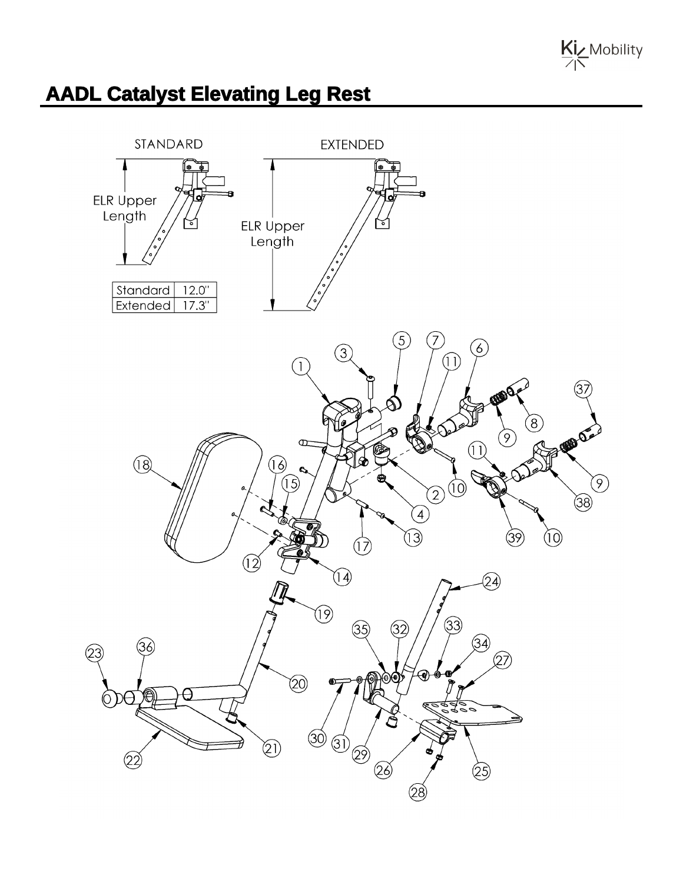# AADL Catalyst Elevating Leg Rest

STANDARD

EXTENDED

ELR Upper Length

ELR Upper Length

| Standard | 12.0" |
|---|---|
| Extended | 17.3" |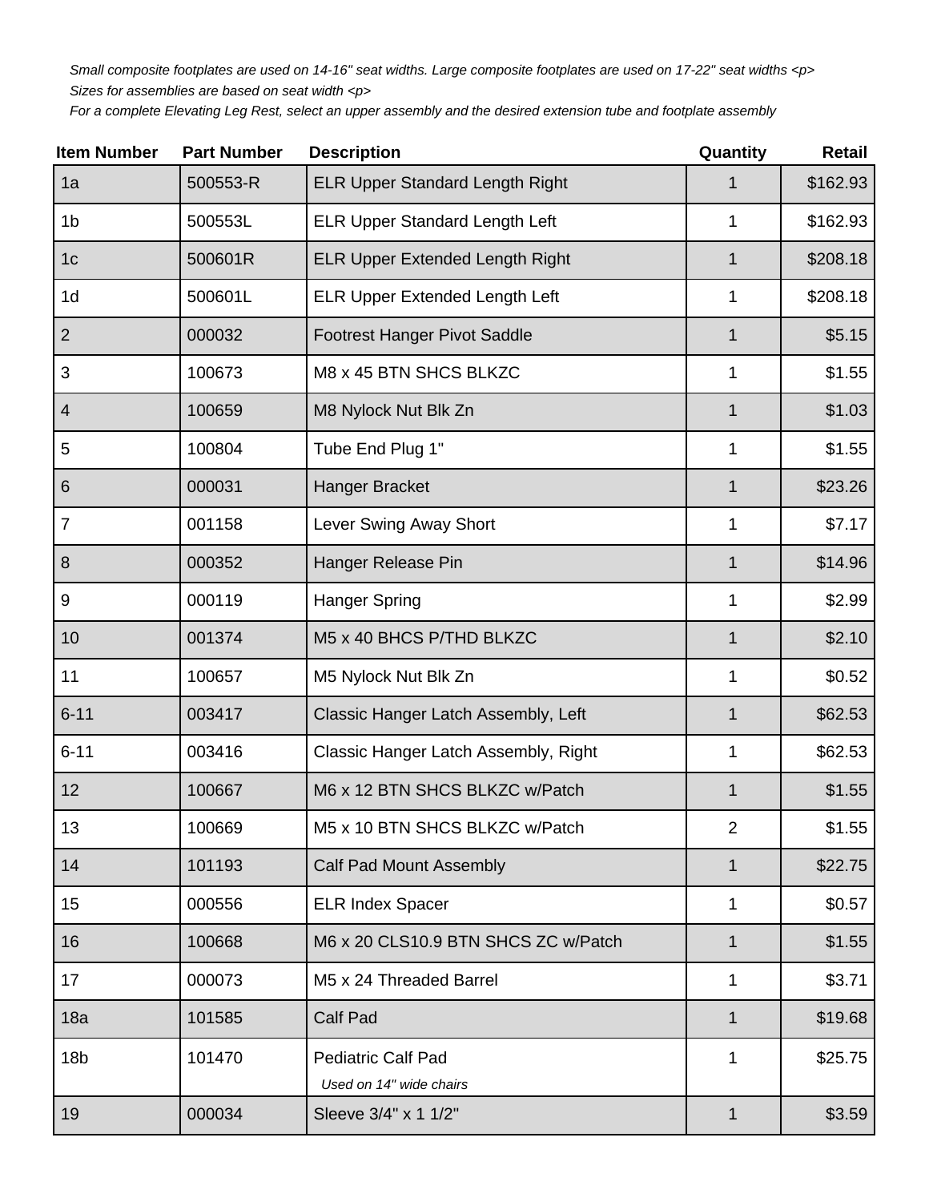*Small composite footplates are used on 14-16" seat widths. Large composite footplates are used on 17-22" seat widths <p>*
*Sizes for assemblies are based on seat width <p>*
*For a complete Elevating Leg Rest, select an upper assembly and the desired extension tube and footplate assembly*

| Item Number | Part Number | Description | Quantity | Retail |
|---|---|---|---|---|
| 1a | 500553-R | ELR Upper Standard Length Right | 1 | $162.93 |
| 1b | 500553L | ELR Upper Standard Length Left | 1 | $162.93 |
| 1c | 500601R | ELR Upper Extended Length Right | 1 | $208.18 |
| 1d | 500601L | ELR Upper Extended Length Left | 1 | $208.18 |
| 2 | 000032 | Footrest Hanger Pivot Saddle | 1 | $5.15 |
| 3 | 100673 | M8 x 45 BTN SHCS BLKZC | 1 | $1.55 |
| 4 | 100659 | M8 Nylock Nut Blk Zn | 1 | $1.03 |
| 5 | 100804 | Tube End Plug 1" | 1 | $1.55 |
| 6 | 000031 | Hanger Bracket | 1 | $23.26 |
| 7 | 001158 | Lever Swing Away Short | 1 | $7.17 |
| 8 | 000352 | Hanger Release Pin | 1 | $14.96 |
| 9 | 000119 | Hanger Spring | 1 | $2.99 |
| 10 | 001374 | M5 x 40 BHCS P/THD BLKZC | 1 | $2.10 |
| 11 | 100657 | M5 Nylock Nut Blk Zn | 1 | $0.52 |
| 6-11 | 003417 | Classic Hanger Latch Assembly, Left | 1 | $62.53 |
| 6-11 | 003416 | Classic Hanger Latch Assembly, Right | 1 | $62.53 |
| 12 | 100667 | M6 x 12 BTN SHCS BLKZC w/Patch | 1 | $1.55 |
| 13 | 100669 | M5 x 10 BTN SHCS BLKZC w/Patch | 2 | $1.55 |
| 14 | 101193 | Calf Pad Mount Assembly | 1 | $22.75 |
| 15 | 000556 | ELR Index Spacer | 1 | $0.57 |
| 16 | 100668 | M6 x 20 CLS10.9 BTN SHCS ZC w/Patch | 1 | $1.55 |
| 17 | 000073 | M5 x 24 Threaded Barrel | 1 | $3.71 |
| 18a | 101585 | Calf Pad | 1 | $19.68 |
| 18b | 101470 | Pediatric Calf Pad *Used on 14" wide chairs* | 1 | $25.75 |
| 19 | 000034 | Sleeve 3/4" x 1 1/2" | 1 | $3.59 |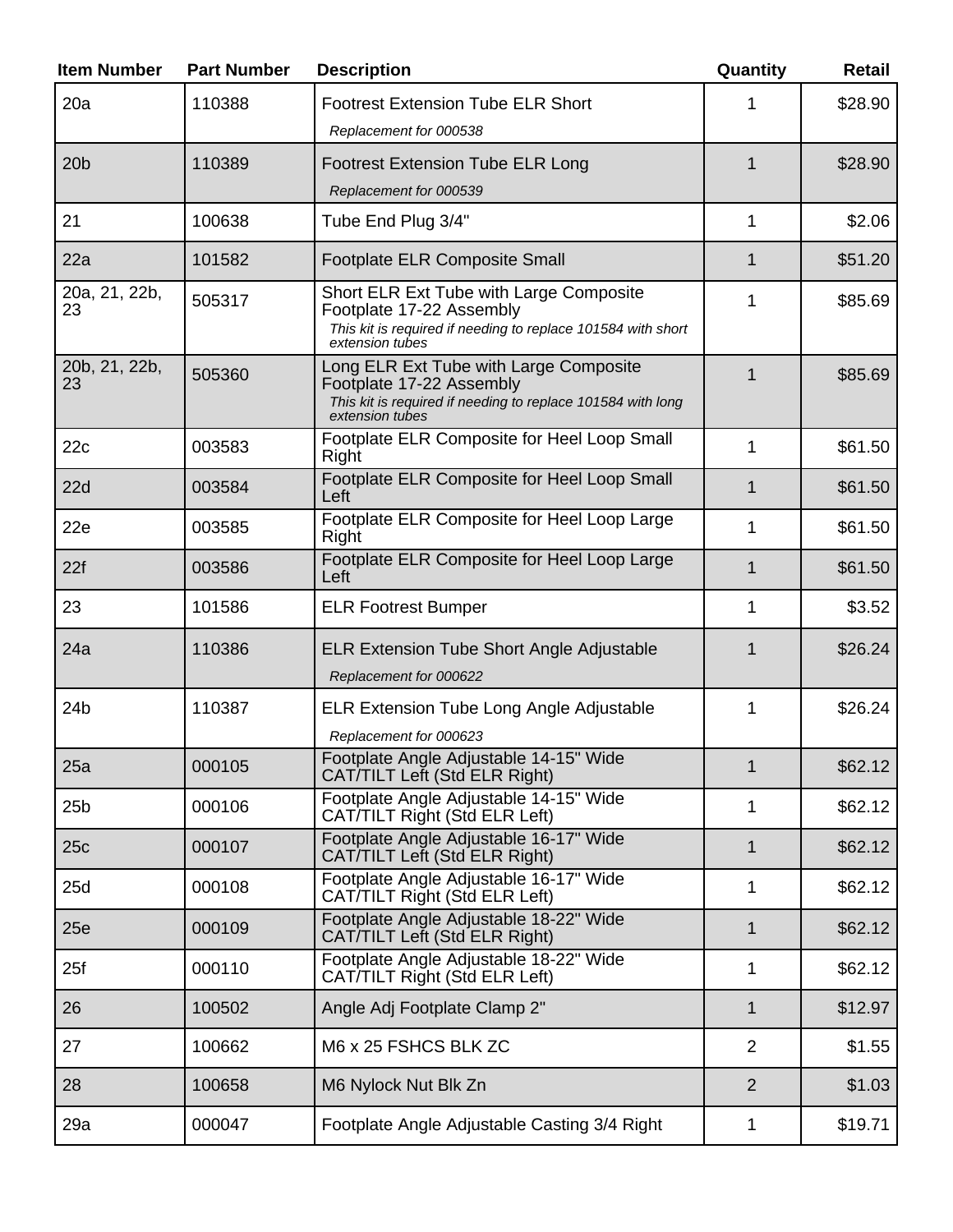| Item Number | Part Number | Description | Quantity | Retail |
|---|---|---|---|---|
| 20a | 110388 | Footrest Extension Tube ELR Short<br>*Replacement for 000538* | 1 | $28.90 |
| 20b | 110389 | Footrest Extension Tube ELR Long<br>*Replacement for 000539* | 1 | $28.90 |
| 21 | 100638 | Tube End Plug 3/4" | 1 | $2.06 |
| 22a | 101582 | Footplate ELR Composite Small | 1 | $51.20 |
| 20a, 21, 22b, 23 | 505317 | Short ELR Ext Tube with Large Composite Footplate 17-22 Assembly<br>*This kit is required if needing to replace 101584 with short extension tubes* | 1 | $85.69 |
| 20b, 21, 22b, 23 | 505360 | Long ELR Ext Tube with Large Composite Footplate 17-22 Assembly<br>*This kit is required if needing to replace 101584 with long extension tubes* | 1 | $85.69 |
| 22c | 003583 | Footplate ELR Composite for Heel Loop Small Right | 1 | $61.50 |
| 22d | 003584 | Footplate ELR Composite for Heel Loop Small Left | 1 | $61.50 |
| 22e | 003585 | Footplate ELR Composite for Heel Loop Large Right | 1 | $61.50 |
| 22f | 003586 | Footplate ELR Composite for Heel Loop Large Left | 1 | $61.50 |
| 23 | 101586 | ELR Footrest Bumper | 1 | $3.52 |
| 24a | 110386 | ELR Extension Tube Short Angle Adjustable<br>*Replacement for 000622* | 1 | $26.24 |
| 24b | 110387 | ELR Extension Tube Long Angle Adjustable<br>*Replacement for 000623* | 1 | $26.24 |
| 25a | 000105 | Footplate Angle Adjustable 14-15" Wide CAT/TILT Left (Std ELR Right) | 1 | $62.12 |
| 25b | 000106 | Footplate Angle Adjustable 14-15" Wide CAT/TILT Right (Std ELR Left) | 1 | $62.12 |
| 25c | 000107 | Footplate Angle Adjustable 16-17" Wide CAT/TILT Left (Std ELR Right) | 1 | $62.12 |
| 25d | 000108 | Footplate Angle Adjustable 16-17" Wide CAT/TILT Right (Std ELR Left) | 1 | $62.12 |
| 25e | 000109 | Footplate Angle Adjustable 18-22" Wide CAT/TILT Left (Std ELR Right) | 1 | $62.12 |
| 25f | 000110 | Footplate Angle Adjustable 18-22" Wide CAT/TILT Right (Std ELR Left) | 1 | $62.12 |
| 26 | 100502 | Angle Adj Footplate Clamp 2" | 1 | $12.97 |
| 27 | 100662 | M6 x 25 FSHCS BLK ZC | 2 | $1.55 |
| 28 | 100658 | M6 Nylock Nut Blk Zn | 2 | $1.03 |
| 29a | 000047 | Footplate Angle Adjustable Casting 3/4 Right | 1 | $19.71 |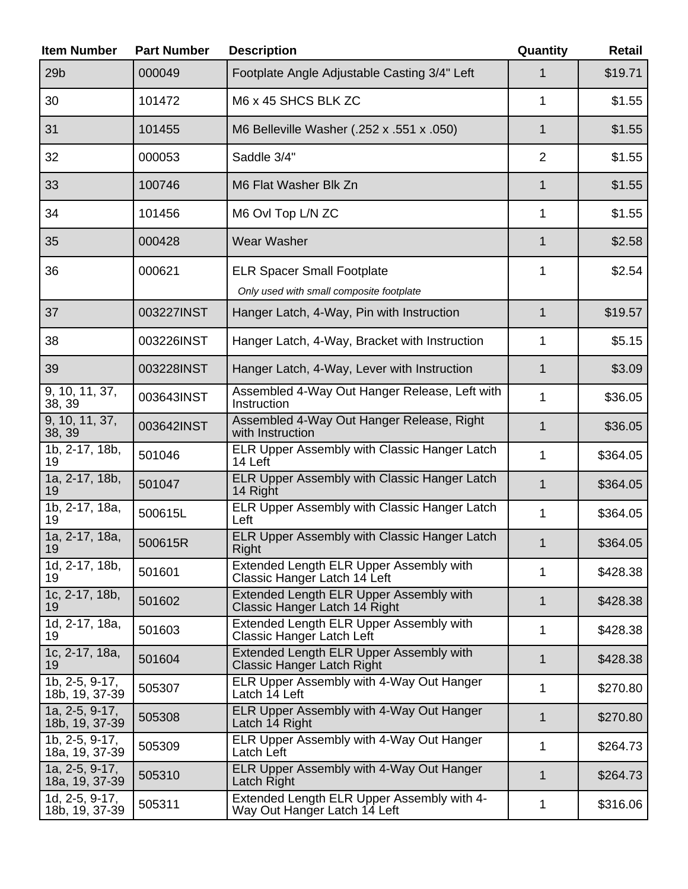| Item Number | Part Number | Description | Quantity | Retail |
|---|---|---|---|---|
| 29b | 000049 | Footplate Angle Adjustable Casting 3/4" Left | 1 | $19.71 |
| 30 | 101472 | M6 x 45 SHCS BLK ZC | 1 | $1.55 |
| 31 | 101455 | M6 Belleville Washer (.252 x .551 x .050) | 1 | $1.55 |
| 32 | 000053 | Saddle 3/4" | 2 | $1.55 |
| 33 | 100746 | M6 Flat Washer Blk Zn | 1 | $1.55 |
| 34 | 101456 | M6 Ovl Top L/N ZC | 1 | $1.55 |
| 35 | 000428 | Wear Washer | 1 | $2.58 |
| 36 | 000621 | ELR Spacer Small Footplate *Only used with small composite footplate* | 1 | $2.54 |
| 37 | 003227INST | Hanger Latch, 4-Way, Pin with Instruction | 1 | $19.57 |
| 38 | 003226INST | Hanger Latch, 4-Way, Bracket with Instruction | 1 | $5.15 |
| 39 | 003228INST | Hanger Latch, 4-Way, Lever with Instruction | 1 | $3.09 |
| 9, 10, 11, 37, 38, 39 | 003643INST | Assembled 4-Way Out Hanger Release, Left with Instruction | 1 | $36.05 |
| 9, 10, 11, 37, 38, 39 | 003642INST | Assembled 4-Way Out Hanger Release, Right with Instruction | 1 | $36.05 |
| 1b, 2-17, 18b, 19 | 501046 | ELR Upper Assembly with Classic Hanger Latch 14 Left | 1 | $364.05 |
| 1a, 2-17, 18b, 19 | 501047 | ELR Upper Assembly with Classic Hanger Latch 14 Right | 1 | $364.05 |
| 1b, 2-17, 18a, 19 | 500615L | ELR Upper Assembly with Classic Hanger Latch Left | 1 | $364.05 |
| 1a, 2-17, 18a, 19 | 500615R | ELR Upper Assembly with Classic Hanger Latch Right | 1 | $364.05 |
| 1d, 2-17, 18b, 19 | 501601 | Extended Length ELR Upper Assembly with Classic Hanger Latch 14 Left | 1 | $428.38 |
| 1c, 2-17, 18b, 19 | 501602 | Extended Length ELR Upper Assembly with Classic Hanger Latch 14 Right | 1 | $428.38 |
| 1d, 2-17, 18a, 19 | 501603 | Extended Length ELR Upper Assembly with Classic Hanger Latch Left | 1 | $428.38 |
| 1c, 2-17, 18a, 19 | 501604 | Extended Length ELR Upper Assembly with Classic Hanger Latch Right | 1 | $428.38 |
| 1b, 2-5, 9-17, 18b, 19, 37-39 | 505307 | ELR Upper Assembly with 4-Way Out Hanger Latch 14 Left | 1 | $270.80 |
| 1a, 2-5, 9-17, 18b, 19, 37-39 | 505308 | ELR Upper Assembly with 4-Way Out Hanger Latch 14 Right | 1 | $270.80 |
| 1b, 2-5, 9-17, 18a, 19, 37-39 | 505309 | ELR Upper Assembly with 4-Way Out Hanger Latch Left | 1 | $264.73 |
| 1a, 2-5, 9-17, 18a, 19, 37-39 | 505310 | ELR Upper Assembly with 4-Way Out Hanger Latch Right | 1 | $264.73 |
| 1d, 2-5, 9-17, 18b, 19, 37-39 | 505311 | Extended Length ELR Upper Assembly with 4-Way Out Hanger Latch 14 Left | 1 | $316.06 |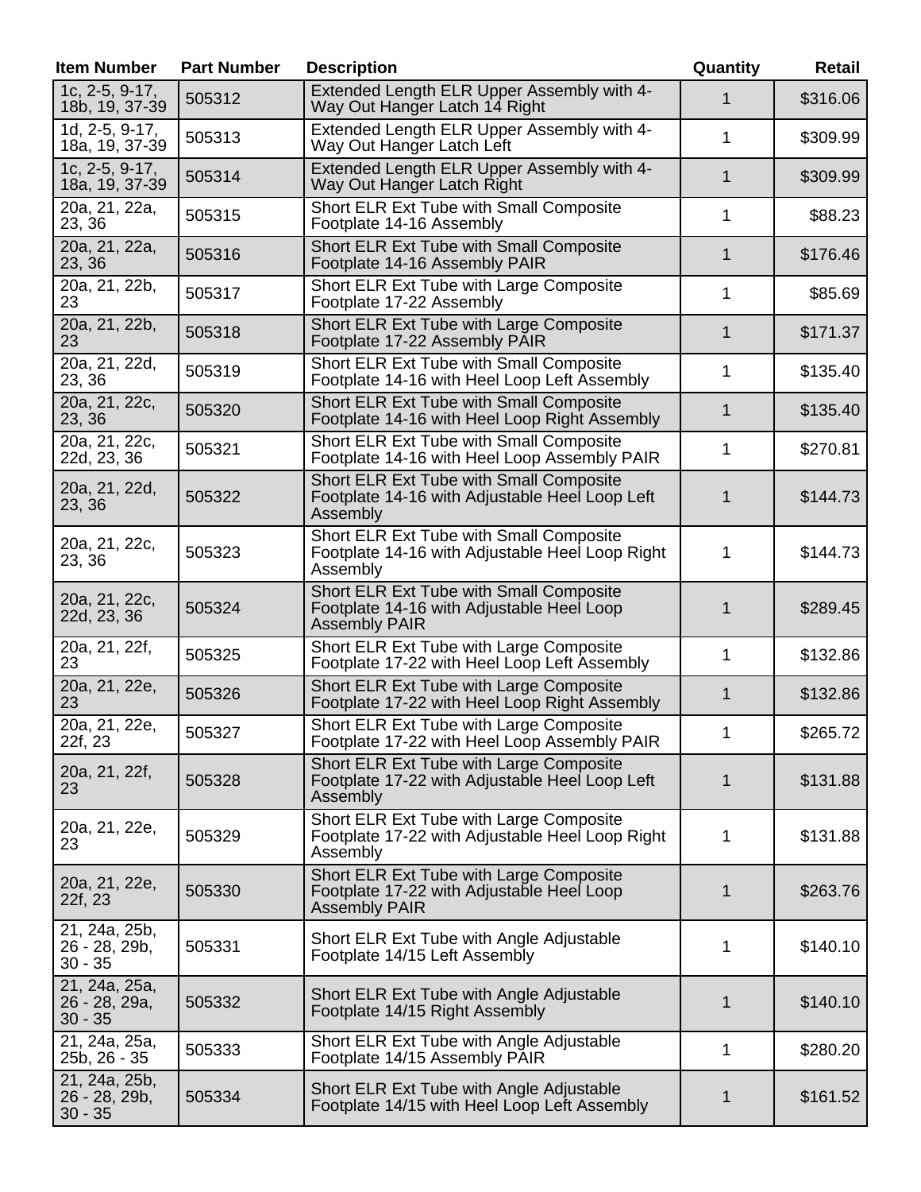| Item Number | Part Number | Description | Quantity | Retail |
|---|---|---|---|---|
| 1c, 2-5, 9-17, 18b, 19, 37-39 | 505312 | Extended Length ELR Upper Assembly with 4-Way Out Hanger Latch 14 Right | 1 | $316.06 |
| 1d, 2-5, 9-17, 18a, 19, 37-39 | 505313 | Extended Length ELR Upper Assembly with 4-Way Out Hanger Latch Left | 1 | $309.99 |
| 1c, 2-5, 9-17, 18a, 19, 37-39 | 505314 | Extended Length ELR Upper Assembly with 4-Way Out Hanger Latch Right | 1 | $309.99 |
| 20a, 21, 22a, 23, 36 | 505315 | Short ELR Ext Tube with Small Composite Footplate 14-16 Assembly | 1 | $88.23 |
| 20a, 21, 22a, 23, 36 | 505316 | Short ELR Ext Tube with Small Composite Footplate 14-16 Assembly PAIR | 1 | $176.46 |
| 20a, 21, 22b, 23 | 505317 | Short ELR Ext Tube with Large Composite Footplate 17-22 Assembly | 1 | $85.69 |
| 20a, 21, 22b, 23 | 505318 | Short ELR Ext Tube with Large Composite Footplate 17-22 Assembly PAIR | 1 | $171.37 |
| 20a, 21, 22d, 23, 36 | 505319 | Short ELR Ext Tube with Small Composite Footplate 14-16 with Heel Loop Left Assembly | 1 | $135.40 |
| 20a, 21, 22c, 23, 36 | 505320 | Short ELR Ext Tube with Small Composite Footplate 14-16 with Heel Loop Right Assembly | 1 | $135.40 |
| 20a, 21, 22c, 22d, 23, 36 | 505321 | Short ELR Ext Tube with Small Composite Footplate 14-16 with Heel Loop Assembly PAIR | 1 | $270.81 |
| 20a, 21, 22d, 23, 36 | 505322 | Short ELR Ext Tube with Small Composite Footplate 14-16 with Adjustable Heel Loop Left Assembly | 1 | $144.73 |
| 20a, 21, 22c, 23, 36 | 505323 | Short ELR Ext Tube with Small Composite Footplate 14-16 with Adjustable Heel Loop Right Assembly | 1 | $144.73 |
| 20a, 21, 22c, 22d, 23, 36 | 505324 | Short ELR Ext Tube with Small Composite Footplate 14-16 with Adjustable Heel Loop Assembly PAIR | 1 | $289.45 |
| 20a, 21, 22f, 23 | 505325 | Short ELR Ext Tube with Large Composite Footplate 17-22 with Heel Loop Left Assembly | 1 | $132.86 |
| 20a, 21, 22e, 23 | 505326 | Short ELR Ext Tube with Large Composite Footplate 17-22 with Heel Loop Right Assembly | 1 | $132.86 |
| 20a, 21, 22e, 22f, 23 | 505327 | Short ELR Ext Tube with Large Composite Footplate 17-22 with Heel Loop Assembly PAIR | 1 | $265.72 |
| 20a, 21, 22f, 23 | 505328 | Short ELR Ext Tube with Large Composite Footplate 17-22 with Adjustable Heel Loop Left Assembly | 1 | $131.88 |
| 20a, 21, 22e, 23 | 505329 | Short ELR Ext Tube with Large Composite Footplate 17-22 with Adjustable Heel Loop Right Assembly | 1 | $131.88 |
| 20a, 21, 22e, 22f, 23 | 505330 | Short ELR Ext Tube with Large Composite Footplate 17-22 with Adjustable Heel Loop Assembly PAIR | 1 | $263.76 |
| 21, 24a, 25b, 26 - 28, 29b, 30 - 35 | 505331 | Short ELR Ext Tube with Angle Adjustable Footplate 14/15 Left Assembly | 1 | $140.10 |
| 21, 24a, 25a, 26 - 28, 29a, 30 - 35 | 505332 | Short ELR Ext Tube with Angle Adjustable Footplate 14/15 Right Assembly | 1 | $140.10 |
| 21, 24a, 25a, 25b, 26 - 35 | 505333 | Short ELR Ext Tube with Angle Adjustable Footplate 14/15 Assembly PAIR | 1 | $280.20 |
| 21, 24a, 25b, 26 - 28, 29b, 30 - 35 | 505334 | Short ELR Ext Tube with Angle Adjustable Footplate 14/15 with Heel Loop Left Assembly | 1 | $161.52 |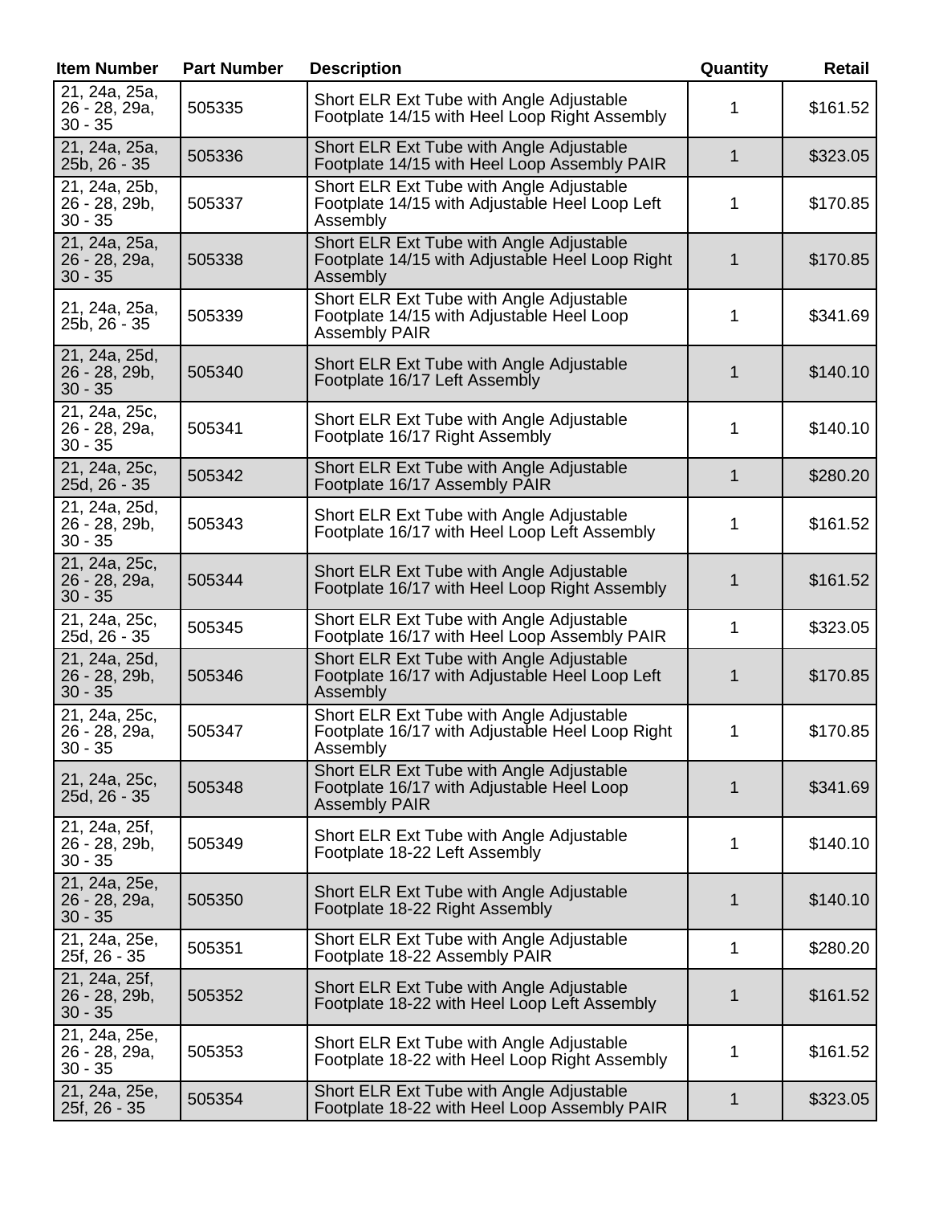| Item Number | Part Number | Description | Quantity | Retail |
|---|---|---|---|---|
| 21, 24a, 25a, 26 - 28, 29a, 30 - 35 | 505335 | Short ELR Ext Tube with Angle Adjustable Footplate 14/15 with Heel Loop Right Assembly | 1 | $161.52 |
| 21, 24a, 25a, 25b, 26 - 35 | 505336 | Short ELR Ext Tube with Angle Adjustable Footplate 14/15 with Heel Loop Assembly PAIR | 1 | $323.05 |
| 21, 24a, 25b, 26 - 28, 29b, 30 - 35 | 505337 | Short ELR Ext Tube with Angle Adjustable Footplate 14/15 with Adjustable Heel Loop Left Assembly | 1 | $170.85 |
| 21, 24a, 25a, 26 - 28, 29a, 30 - 35 | 505338 | Short ELR Ext Tube with Angle Adjustable Footplate 14/15 with Adjustable Heel Loop Right Assembly | 1 | $170.85 |
| 21, 24a, 25a, 25b, 26 - 35 | 505339 | Short ELR Ext Tube with Angle Adjustable Footplate 14/15 with Adjustable Heel Loop Assembly PAIR | 1 | $341.69 |
| 21, 24a, 25d, 26 - 28, 29b, 30 - 35 | 505340 | Short ELR Ext Tube with Angle Adjustable Footplate 16/17 Left Assembly | 1 | $140.10 |
| 21, 24a, 25c, 26 - 28, 29a, 30 - 35 | 505341 | Short ELR Ext Tube with Angle Adjustable Footplate 16/17 Right Assembly | 1 | $140.10 |
| 21, 24a, 25c, 25d, 26 - 35 | 505342 | Short ELR Ext Tube with Angle Adjustable Footplate 16/17 Assembly PAIR | 1 | $280.20 |
| 21, 24a, 25d, 26 - 28, 29b, 30 - 35 | 505343 | Short ELR Ext Tube with Angle Adjustable Footplate 16/17 with Heel Loop Left Assembly | 1 | $161.52 |
| 21, 24a, 25c, 26 - 28, 29a, 30 - 35 | 505344 | Short ELR Ext Tube with Angle Adjustable Footplate 16/17 with Heel Loop Right Assembly | 1 | $161.52 |
| 21, 24a, 25c, 25d, 26 - 35 | 505345 | Short ELR Ext Tube with Angle Adjustable Footplate 16/17 with Heel Loop Assembly PAIR | 1 | $323.05 |
| 21, 24a, 25d, 26 - 28, 29b, 30 - 35 | 505346 | Short ELR Ext Tube with Angle Adjustable Footplate 16/17 with Adjustable Heel Loop Left Assembly | 1 | $170.85 |
| 21, 24a, 25c, 26 - 28, 29a, 30 - 35 | 505347 | Short ELR Ext Tube with Angle Adjustable Footplate 16/17 with Adjustable Heel Loop Right Assembly | 1 | $170.85 |
| 21, 24a, 25c, 25d, 26 - 35 | 505348 | Short ELR Ext Tube with Angle Adjustable Footplate 16/17 with Adjustable Heel Loop Assembly PAIR | 1 | $341.69 |
| 21, 24a, 25f, 26 - 28, 29b, 30 - 35 | 505349 | Short ELR Ext Tube with Angle Adjustable Footplate 18-22 Left Assembly | 1 | $140.10 |
| 21, 24a, 25e, 26 - 28, 29a, 30 - 35 | 505350 | Short ELR Ext Tube with Angle Adjustable Footplate 18-22 Right Assembly | 1 | $140.10 |
| 21, 24a, 25e, 25f, 26 - 35 | 505351 | Short ELR Ext Tube with Angle Adjustable Footplate 18-22 Assembly PAIR | 1 | $280.20 |
| 21, 24a, 25f, 26 - 28, 29b, 30 - 35 | 505352 | Short ELR Ext Tube with Angle Adjustable Footplate 18-22 with Heel Loop Left Assembly | 1 | $161.52 |
| 21, 24a, 25e, 26 - 28, 29a, 30 - 35 | 505353 | Short ELR Ext Tube with Angle Adjustable Footplate 18-22 with Heel Loop Right Assembly | 1 | $161.52 |
| 21, 24a, 25e, 25f, 26 - 35 | 505354 | Short ELR Ext Tube with Angle Adjustable Footplate 18-22 with Heel Loop Assembly PAIR | 1 | $323.05 |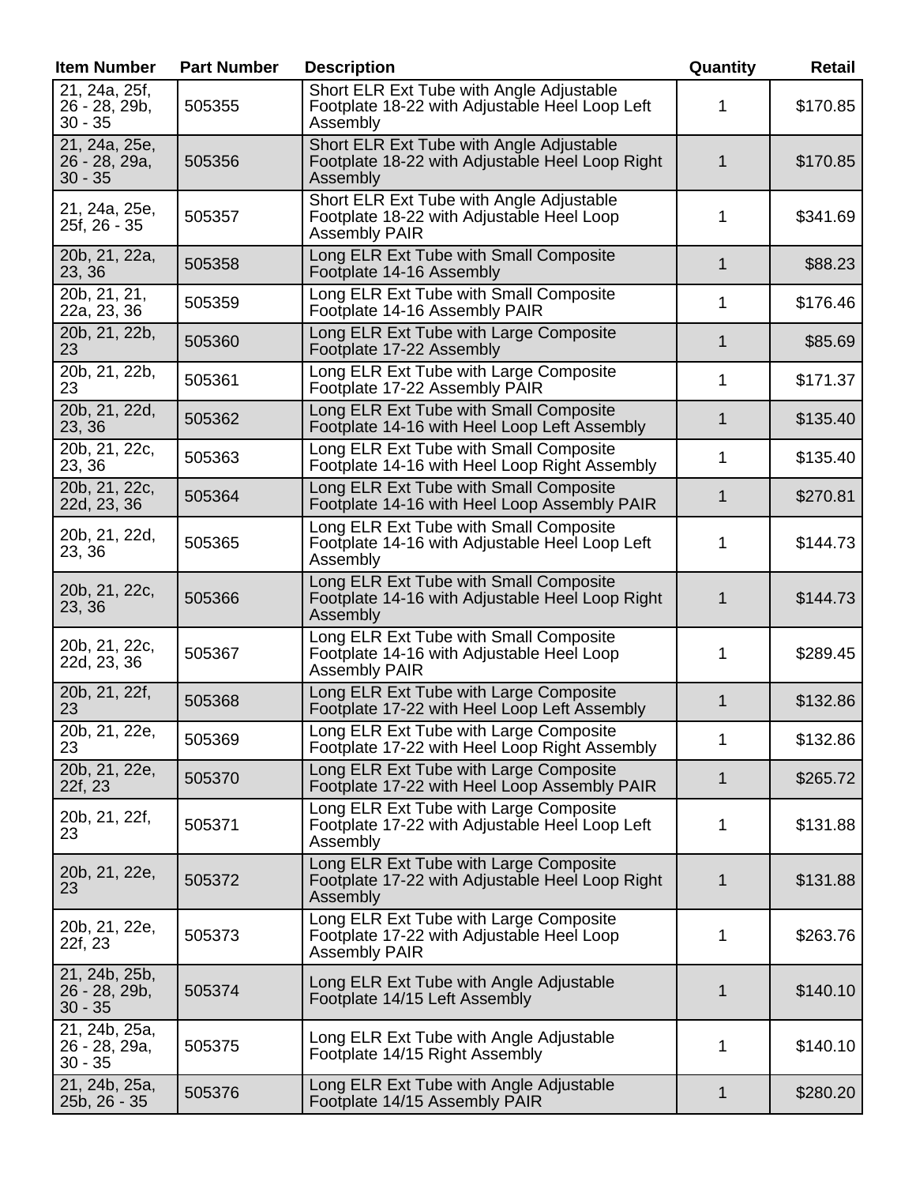| Item Number | Part Number | Description | Quantity | Retail |
|---|---|---|---|---|
| 21, 24a, 25f, 26 - 28, 29b, 30 - 35 | 505355 | Short ELR Ext Tube with Angle Adjustable Footplate 18-22 with Adjustable Heel Loop Left Assembly | 1 | $170.85 |
| 21, 24a, 25e, 26 - 28, 29a, 30 - 35 | 505356 | Short ELR Ext Tube with Angle Adjustable Footplate 18-22 with Adjustable Heel Loop Right Assembly | 1 | $170.85 |
| 21, 24a, 25e, 25f, 26 - 35 | 505357 | Short ELR Ext Tube with Angle Adjustable Footplate 18-22 with Adjustable Heel Loop Assembly PAIR | 1 | $341.69 |
| 20b, 21, 22a, 23, 36 | 505358 | Long ELR Ext Tube with Small Composite Footplate 14-16 Assembly | 1 | $88.23 |
| 20b, 21, 21, 22a, 23, 36 | 505359 | Long ELR Ext Tube with Small Composite Footplate 14-16 Assembly PAIR | 1 | $176.46 |
| 20b, 21, 22b, 23 | 505360 | Long ELR Ext Tube with Large Composite Footplate 17-22 Assembly | 1 | $85.69 |
| 20b, 21, 22b, 23 | 505361 | Long ELR Ext Tube with Large Composite Footplate 17-22 Assembly PAIR | 1 | $171.37 |
| 20b, 21, 22d, 23, 36 | 505362 | Long ELR Ext Tube with Small Composite Footplate 14-16 with Heel Loop Left Assembly | 1 | $135.40 |
| 20b, 21, 22c, 23, 36 | 505363 | Long ELR Ext Tube with Small Composite Footplate 14-16 with Heel Loop Right Assembly | 1 | $135.40 |
| 20b, 21, 22c, 22d, 23, 36 | 505364 | Long ELR Ext Tube with Small Composite Footplate 14-16 with Heel Loop Assembly PAIR | 1 | $270.81 |
| 20b, 21, 22d, 23, 36 | 505365 | Long ELR Ext Tube with Small Composite Footplate 14-16 with Adjustable Heel Loop Left Assembly | 1 | $144.73 |
| 20b, 21, 22c, 23, 36 | 505366 | Long ELR Ext Tube with Small Composite Footplate 14-16 with Adjustable Heel Loop Right Assembly | 1 | $144.73 |
| 20b, 21, 22c, 22d, 23, 36 | 505367 | Long ELR Ext Tube with Small Composite Footplate 14-16 with Adjustable Heel Loop Assembly PAIR | 1 | $289.45 |
| 20b, 21, 22f, 23 | 505368 | Long ELR Ext Tube with Large Composite Footplate 17-22 with Heel Loop Left Assembly | 1 | $132.86 |
| 20b, 21, 22e, 23 | 505369 | Long ELR Ext Tube with Large Composite Footplate 17-22 with Heel Loop Right Assembly | 1 | $132.86 |
| 20b, 21, 22e, 22f, 23 | 505370 | Long ELR Ext Tube with Large Composite Footplate 17-22 with Heel Loop Assembly PAIR | 1 | $265.72 |
| 20b, 21, 22f, 23 | 505371 | Long ELR Ext Tube with Large Composite Footplate 17-22 with Adjustable Heel Loop Left Assembly | 1 | $131.88 |
| 20b, 21, 22e, 23 | 505372 | Long ELR Ext Tube with Large Composite Footplate 17-22 with Adjustable Heel Loop Right Assembly | 1 | $131.88 |
| 20b, 21, 22e, 22f, 23 | 505373 | Long ELR Ext Tube with Large Composite Footplate 17-22 with Adjustable Heel Loop Assembly PAIR | 1 | $263.76 |
| 21, 24b, 25b, 26 - 28, 29b, 30 - 35 | 505374 | Long ELR Ext Tube with Angle Adjustable Footplate 14/15 Left Assembly | 1 | $140.10 |
| 21, 24b, 25a, 26 - 28, 29a, 30 - 35 | 505375 | Long ELR Ext Tube with Angle Adjustable Footplate 14/15 Right Assembly | 1 | $140.10 |
| 21, 24b, 25a, 25b, 26 - 35 | 505376 | Long ELR Ext Tube with Angle Adjustable Footplate 14/15 Assembly PAIR | 1 | $280.20 |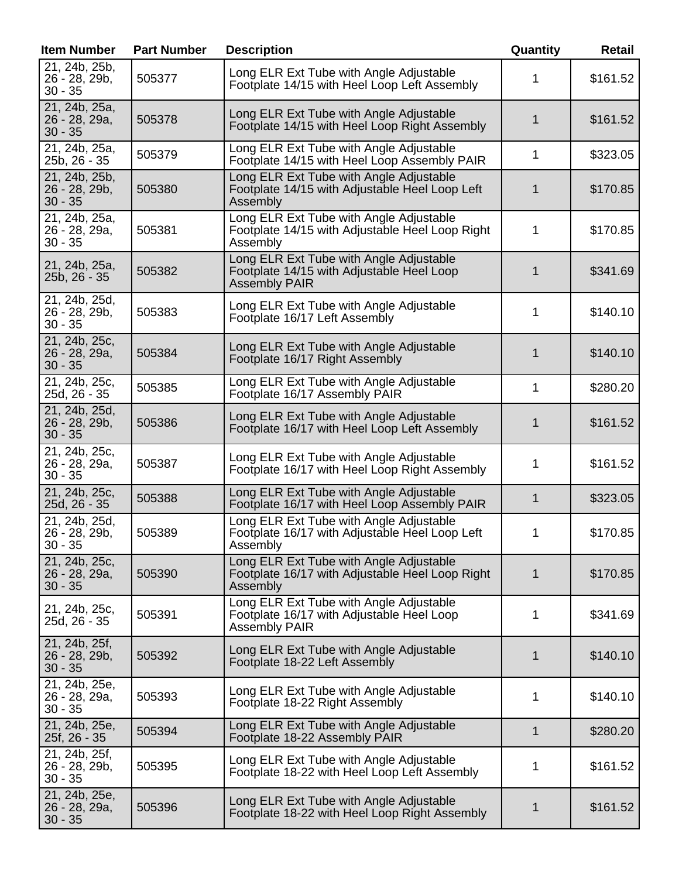| Item Number | Part Number | Description | Quantity | Retail |
|---|---|---|---|---|
| 21, 24b, 25b, 26 - 28, 29b, 30 - 35 | 505377 | Long ELR Ext Tube with Angle Adjustable Footplate 14/15 with Heel Loop Left Assembly | 1 | $161.52 |
| 21, 24b, 25a, 26 - 28, 29a, 30 - 35 | 505378 | Long ELR Ext Tube with Angle Adjustable Footplate 14/15 with Heel Loop Right Assembly | 1 | $161.52 |
| 21, 24b, 25a, 25b, 26 - 35 | 505379 | Long ELR Ext Tube with Angle Adjustable Footplate 14/15 with Heel Loop Assembly PAIR | 1 | $323.05 |
| 21, 24b, 25b, 26 - 28, 29b, 30 - 35 | 505380 | Long ELR Ext Tube with Angle Adjustable Footplate 14/15 with Adjustable Heel Loop Left Assembly | 1 | $170.85 |
| 21, 24b, 25a, 26 - 28, 29a, 30 - 35 | 505381 | Long ELR Ext Tube with Angle Adjustable Footplate 14/15 with Adjustable Heel Loop Right Assembly | 1 | $170.85 |
| 21, 24b, 25a, 25b, 26 - 35 | 505382 | Long ELR Ext Tube with Angle Adjustable Footplate 14/15 with Adjustable Heel Loop Assembly PAIR | 1 | $341.69 |
| 21, 24b, 25d, 26 - 28, 29b, 30 - 35 | 505383 | Long ELR Ext Tube with Angle Adjustable Footplate 16/17 Left Assembly | 1 | $140.10 |
| 21, 24b, 25c, 26 - 28, 29a, 30 - 35 | 505384 | Long ELR Ext Tube with Angle Adjustable Footplate 16/17 Right Assembly | 1 | $140.10 |
| 21, 24b, 25c, 25d, 26 - 35 | 505385 | Long ELR Ext Tube with Angle Adjustable Footplate 16/17 Assembly PAIR | 1 | $280.20 |
| 21, 24b, 25d, 26 - 28, 29b, 30 - 35 | 505386 | Long ELR Ext Tube with Angle Adjustable Footplate 16/17 with Heel Loop Left Assembly | 1 | $161.52 |
| 21, 24b, 25c, 26 - 28, 29a, 30 - 35 | 505387 | Long ELR Ext Tube with Angle Adjustable Footplate 16/17 with Heel Loop Right Assembly | 1 | $161.52 |
| 21, 24b, 25c, 25d, 26 - 35 | 505388 | Long ELR Ext Tube with Angle Adjustable Footplate 16/17 with Heel Loop Assembly PAIR | 1 | $323.05 |
| 21, 24b, 25d, 26 - 28, 29b, 30 - 35 | 505389 | Long ELR Ext Tube with Angle Adjustable Footplate 16/17 with Adjustable Heel Loop Left Assembly | 1 | $170.85 |
| 21, 24b, 25c, 26 - 28, 29a, 30 - 35 | 505390 | Long ELR Ext Tube with Angle Adjustable Footplate 16/17 with Adjustable Heel Loop Right Assembly | 1 | $170.85 |
| 21, 24b, 25c, 25d, 26 - 35 | 505391 | Long ELR Ext Tube with Angle Adjustable Footplate 16/17 with Adjustable Heel Loop Assembly PAIR | 1 | $341.69 |
| 21, 24b, 25f, 26 - 28, 29b, 30 - 35 | 505392 | Long ELR Ext Tube with Angle Adjustable Footplate 18-22 Left Assembly | 1 | $140.10 |
| 21, 24b, 25e, 26 - 28, 29a, 30 - 35 | 505393 | Long ELR Ext Tube with Angle Adjustable Footplate 18-22 Right Assembly | 1 | $140.10 |
| 21, 24b, 25e, 25f, 26 - 35 | 505394 | Long ELR Ext Tube with Angle Adjustable Footplate 18-22 Assembly PAIR | 1 | $280.20 |
| 21, 24b, 25f, 26 - 28, 29b, 30 - 35 | 505395 | Long ELR Ext Tube with Angle Adjustable Footplate 18-22 with Heel Loop Left Assembly | 1 | $161.52 |
| 21, 24b, 25e, 26 - 28, 29a, 30 - 35 | 505396 | Long ELR Ext Tube with Angle Adjustable Footplate 18-22 with Heel Loop Right Assembly | 1 | $161.52 |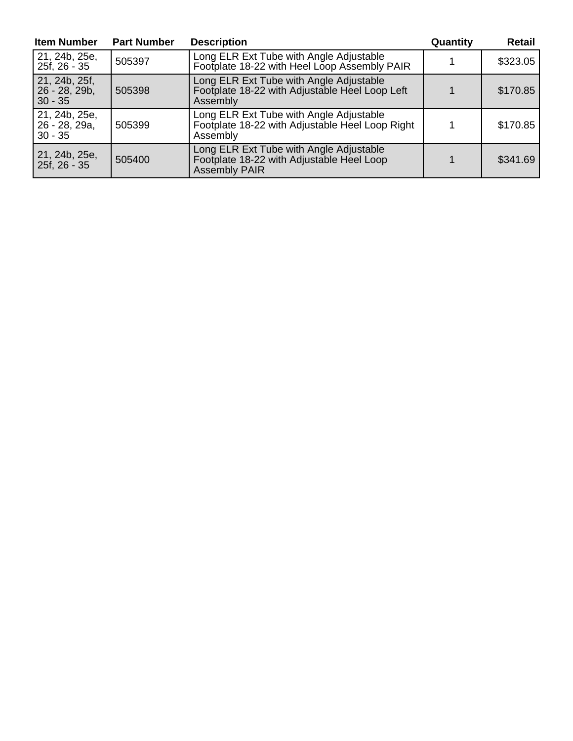| Item Number | Part Number | Description | Quantity | Retail |
| --- | --- | --- | --- | --- |
| 21, 24b, 25e, 25f, 26 - 35 | 505397 | Long ELR Ext Tube with Angle Adjustable Footplate 18-22 with Heel Loop Assembly PAIR | 1 | $323.05 |
| 21, 24b, 25f, 26 - 28, 29b, 30 - 35 | 505398 | Long ELR Ext Tube with Angle Adjustable Footplate 18-22 with Adjustable Heel Loop Left Assembly | 1 | $170.85 |
| 21, 24b, 25e, 26 - 28, 29a, 30 - 35 | 505399 | Long ELR Ext Tube with Angle Adjustable Footplate 18-22 with Adjustable Heel Loop Right Assembly | 1 | $170.85 |
| 21, 24b, 25e, 25f, 26 - 35 | 505400 | Long ELR Ext Tube with Angle Adjustable Footplate 18-22 with Adjustable Heel Loop Assembly PAIR | 1 | $341.69 |